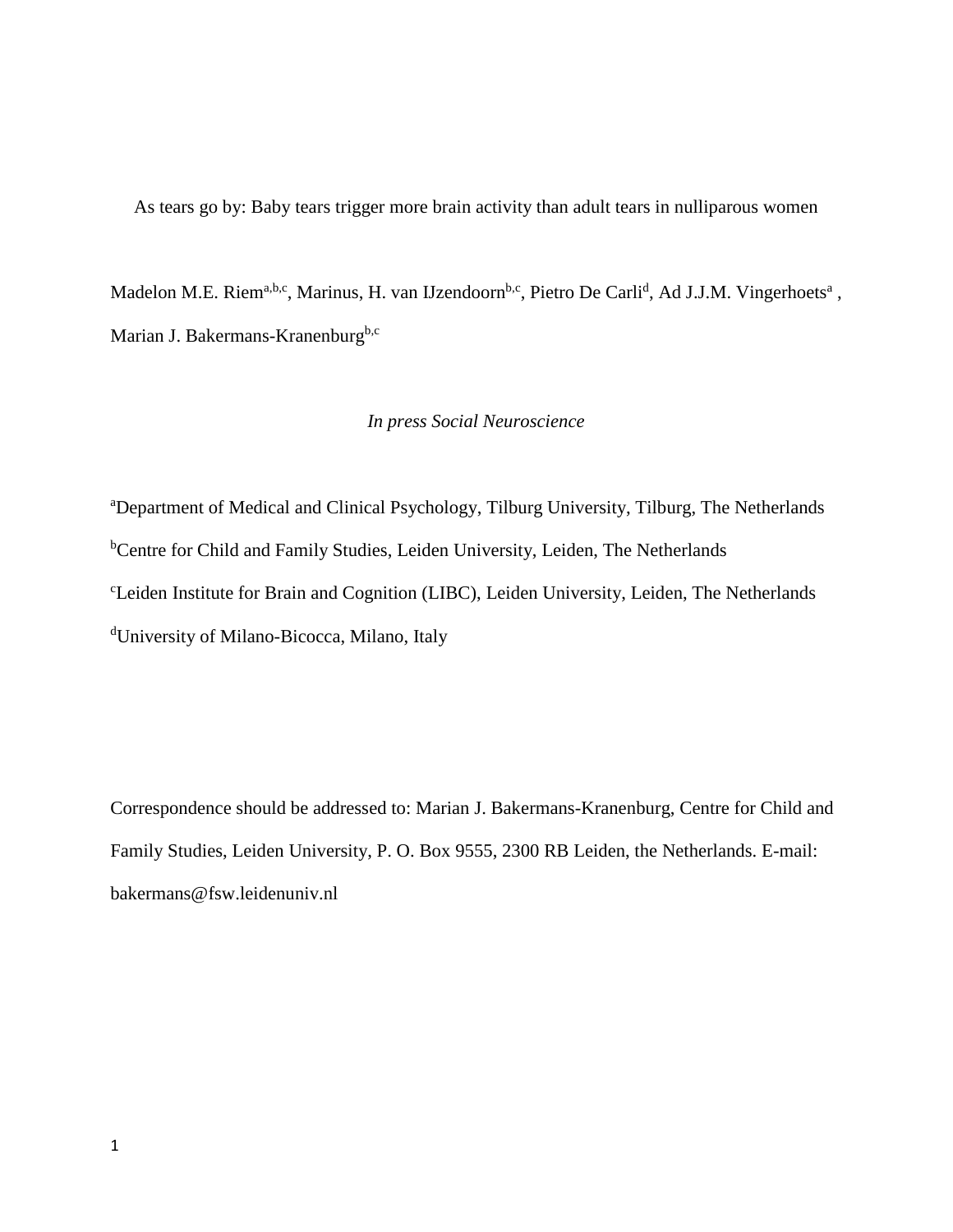# As tears go by: Baby tears trigger more brain activity than adult tears in nulliparous women

Madelon M.E. Riem[a,b,c], Marinus, H. van IJzendoorn[b,c], Pietro De Carli[d], Ad J.J.M. Vingerhoets[a] , Marian J. Bakermans-Kranenburg[b,c]

*In press Social Neuroscience*

[a]Department of Medical and Clinical Psychology, Tilburg University, Tilburg, The Netherlands

[b]Centre for Child and Family Studies, Leiden University, Leiden, The Netherlands

[c]Leiden Institute for Brain and Cognition (LIBC), Leiden University, Leiden, The Netherlands

[d]University of Milano-Bicocca, Milano, Italy

Correspondence should be addressed to: Marian J. Bakermans-Kranenburg, Centre for Child and Family Studies, Leiden University, P. O. Box 9555, 2300 RB Leiden, the Netherlands. E-mail: bakermans@fsw.leidenuniv.nl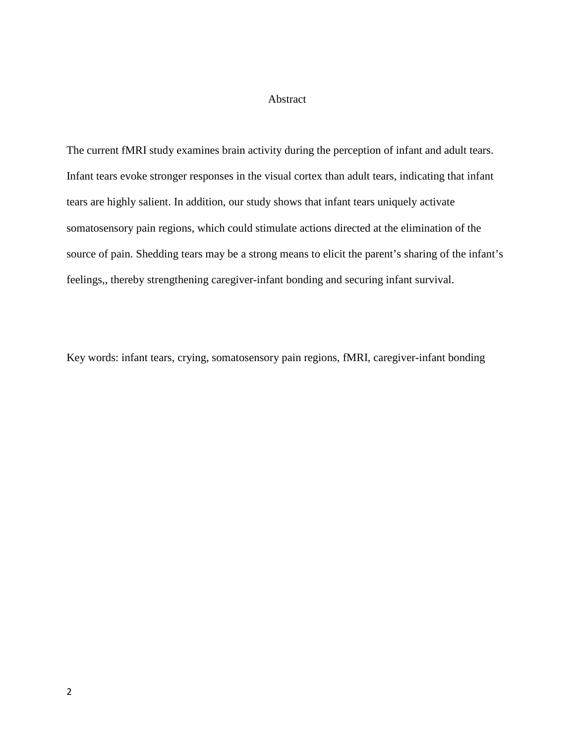# Abstract

The current fMRI study examines brain activity during the perception of infant and adult tears. Infant tears evoke stronger responses in the visual cortex than adult tears, indicating that infant tears are highly salient. In addition, our study shows that infant tears uniquely activate somatosensory pain regions, which could stimulate actions directed at the elimination of the source of pain. Shedding tears may be a strong means to elicit the parent's sharing of the infant's feelings,, thereby strengthening caregiver-infant bonding and securing infant survival.

Key words: infant tears, crying, somatosensory pain regions, fMRI, caregiver-infant bonding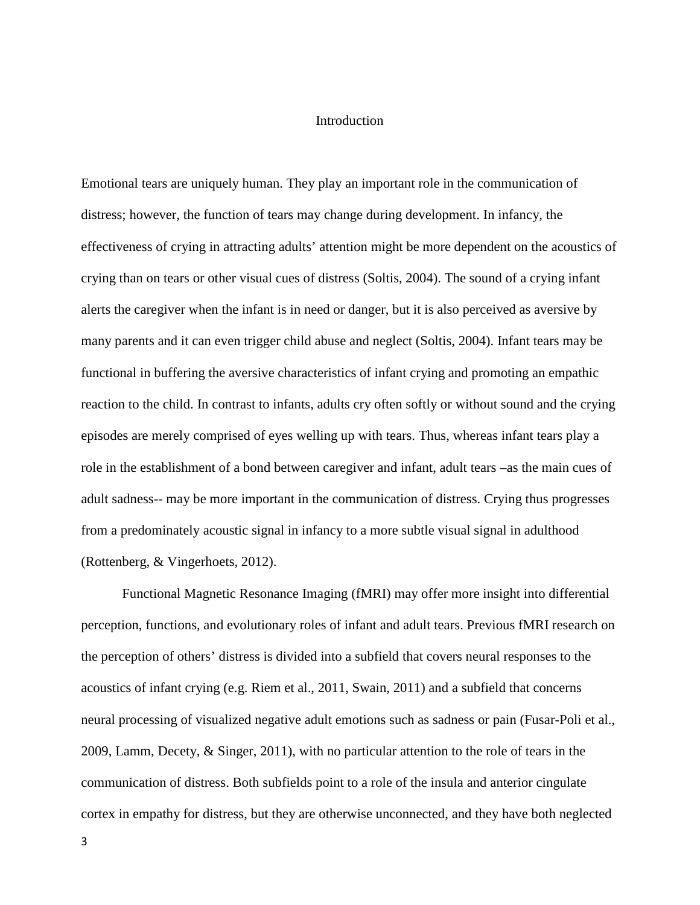# Introduction

Emotional tears are uniquely human. They play an important role in the communication of distress; however, the function of tears may change during development. In infancy, the effectiveness of crying in attracting adults' attention might be more dependent on the acoustics of crying than on tears or other visual cues of distress (Soltis, 2004). The sound of a crying infant alerts the caregiver when the infant is in need or danger, but it is also perceived as aversive by many parents and it can even trigger child abuse and neglect (Soltis, 2004). Infant tears may be functional in buffering the aversive characteristics of infant crying and promoting an empathic reaction to the child. In contrast to infants, adults cry often softly or without sound and the crying episodes are merely comprised of eyes welling up with tears. Thus, whereas infant tears play a role in the establishment of a bond between caregiver and infant, adult tears –as the main cues of adult sadness-- may be more important in the communication of distress. Crying thus progresses from a predominately acoustic signal in infancy to a more subtle visual signal in adulthood (Rottenberg, & Vingerhoets, 2012).

Functional Magnetic Resonance Imaging (fMRI) may offer more insight into differential perception, functions, and evolutionary roles of infant and adult tears. Previous fMRI research on the perception of others' distress is divided into a subfield that covers neural responses to the acoustics of infant crying (e.g. Riem et al., 2011, Swain, 2011) and a subfield that concerns neural processing of visualized negative adult emotions such as sadness or pain (Fusar-Poli et al., 2009, Lamm, Decety, & Singer, 2011), with no particular attention to the role of tears in the communication of distress. Both subfields point to a role of the insula and anterior cingulate cortex in empathy for distress, but they are otherwise unconnected, and they have both neglected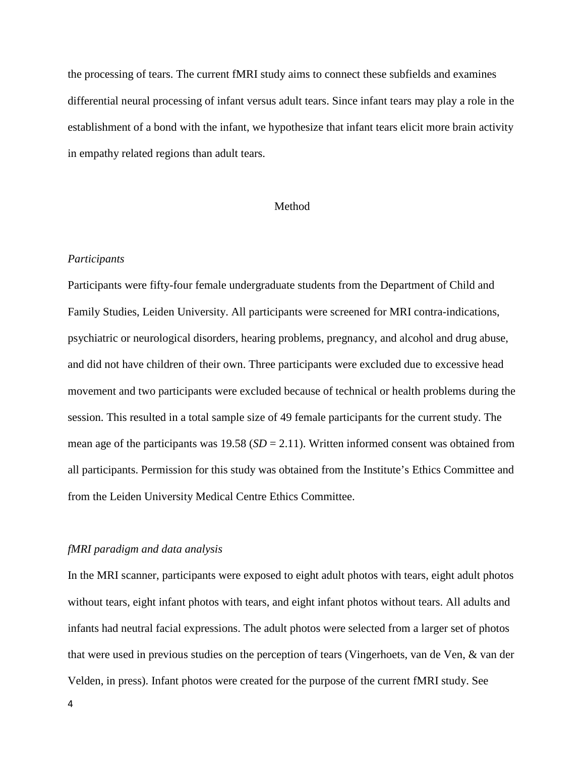the processing of tears. The current fMRI study aims to connect these subfields and examines differential neural processing of infant versus adult tears. Since infant tears may play a role in the establishment of a bond with the infant, we hypothesize that infant tears elicit more brain activity in empathy related regions than adult tears.

## Method

### *Participants*

Participants were fifty-four female undergraduate students from the Department of Child and Family Studies, Leiden University. All participants were screened for MRI contra-indications, psychiatric or neurological disorders, hearing problems, pregnancy, and alcohol and drug abuse, and did not have children of their own. Three participants were excluded due to excessive head movement and two participants were excluded because of technical or health problems during the session. This resulted in a total sample size of 49 female participants for the current study. The mean age of the participants was 19.58 ($SD$ = 2.11). Written informed consent was obtained from all participants. Permission for this study was obtained from the Institute's Ethics Committee and from the Leiden University Medical Centre Ethics Committee.

### *fMRI paradigm and data analysis*

In the MRI scanner, participants were exposed to eight adult photos with tears, eight adult photos without tears, eight infant photos with tears, and eight infant photos without tears. All adults and infants had neutral facial expressions. The adult photos were selected from a larger set of photos that were used in previous studies on the perception of tears (Vingerhoets, van de Ven, & van der Velden, in press). Infant photos were created for the purpose of the current fMRI study. See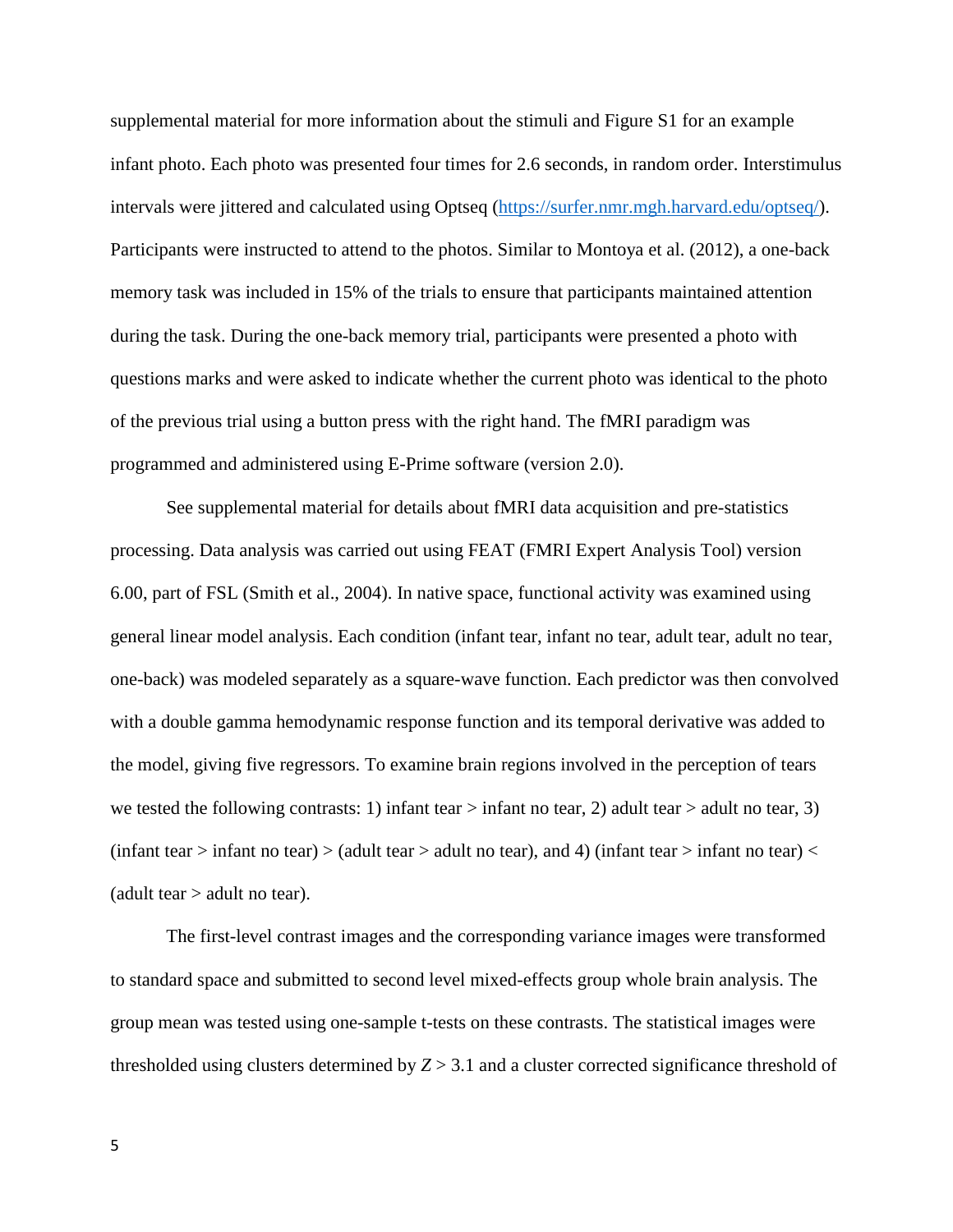supplemental material for more information about the stimuli and Figure S1 for an example infant photo. Each photo was presented four times for 2.6 seconds, in random order. Interstimulus intervals were jittered and calculated using Optseq (https://surfer.nmr.mgh.harvard.edu/optseq/). Participants were instructed to attend to the photos. Similar to Montoya et al. (2012), a one-back memory task was included in 15% of the trials to ensure that participants maintained attention during the task. During the one-back memory trial, participants were presented a photo with questions marks and were asked to indicate whether the current photo was identical to the photo of the previous trial using a button press with the right hand. The fMRI paradigm was programmed and administered using E-Prime software (version 2.0).

See supplemental material for details about fMRI data acquisition and pre-statistics processing. Data analysis was carried out using FEAT (FMRI Expert Analysis Tool) version 6.00, part of FSL (Smith et al., 2004). In native space, functional activity was examined using general linear model analysis. Each condition (infant tear, infant no tear, adult tear, adult no tear, one-back) was modeled separately as a square-wave function. Each predictor was then convolved with a double gamma hemodynamic response function and its temporal derivative was added to the model, giving five regressors. To examine brain regions involved in the perception of tears we tested the following contrasts: 1) infant tear > infant no tear, 2) adult tear > adult no tear, 3) (infant tear > infant no tear) > (adult tear > adult no tear), and 4) (infant tear > infant no tear) < (adult tear > adult no tear).

The first-level contrast images and the corresponding variance images were transformed to standard space and submitted to second level mixed-effects group whole brain analysis. The group mean was tested using one-sample t-tests on these contrasts. The statistical images were thresholded using clusters determined by $Z > 3.1$ and a cluster corrected significance threshold of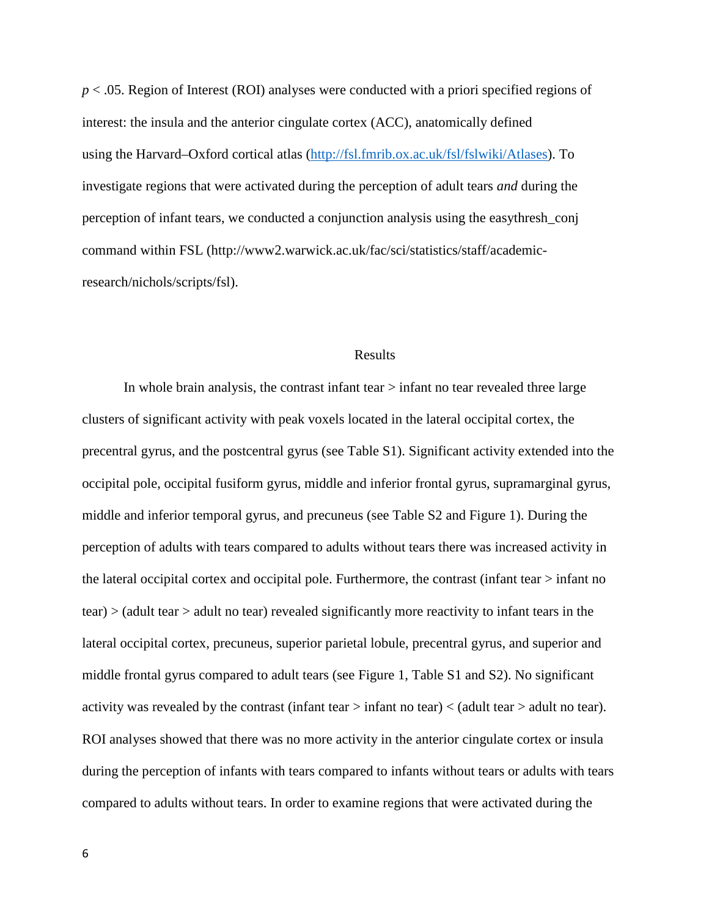$p < .05$. Region of Interest (ROI) analyses were conducted with a priori specified regions of interest: the insula and the anterior cingulate cortex (ACC), anatomically defined using the Harvard–Oxford cortical atlas ([http://fsl.fmrib.ox.ac.uk/fsl/fslwiki/Atlases](http://fsl.fmrib.ox.ac.uk/fsl/fslwiki/Atlases)). To investigate regions that were activated during the perception of adult tears *and* during the perception of infant tears, we conducted a conjunction analysis using the easythresh_conj command within FSL (http://www2.warwick.ac.uk/fac/sci/statistics/staff/academic-research/nichols/scripts/fsl).

## Results

In whole brain analysis, the contrast infant tear > infant no tear revealed three large clusters of significant activity with peak voxels located in the lateral occipital cortex, the precentral gyrus, and the postcentral gyrus (see Table S1). Significant activity extended into the occipital pole, occipital fusiform gyrus, middle and inferior frontal gyrus, supramarginal gyrus, middle and inferior temporal gyrus, and precuneus (see Table S2 and Figure 1). During the perception of adults with tears compared to adults without tears there was increased activity in the lateral occipital cortex and occipital pole. Furthermore, the contrast (infant tear > infant no tear) > (adult tear > adult no tear) revealed significantly more reactivity to infant tears in the lateral occipital cortex, precuneus, superior parietal lobule, precentral gyrus, and superior and middle frontal gyrus compared to adult tears (see Figure 1, Table S1 and S2). No significant activity was revealed by the contrast (infant tear > infant no tear) < (adult tear > adult no tear). ROI analyses showed that there was no more activity in the anterior cingulate cortex or insula during the perception of infants with tears compared to infants without tears or adults with tears compared to adults without tears. In order to examine regions that were activated during the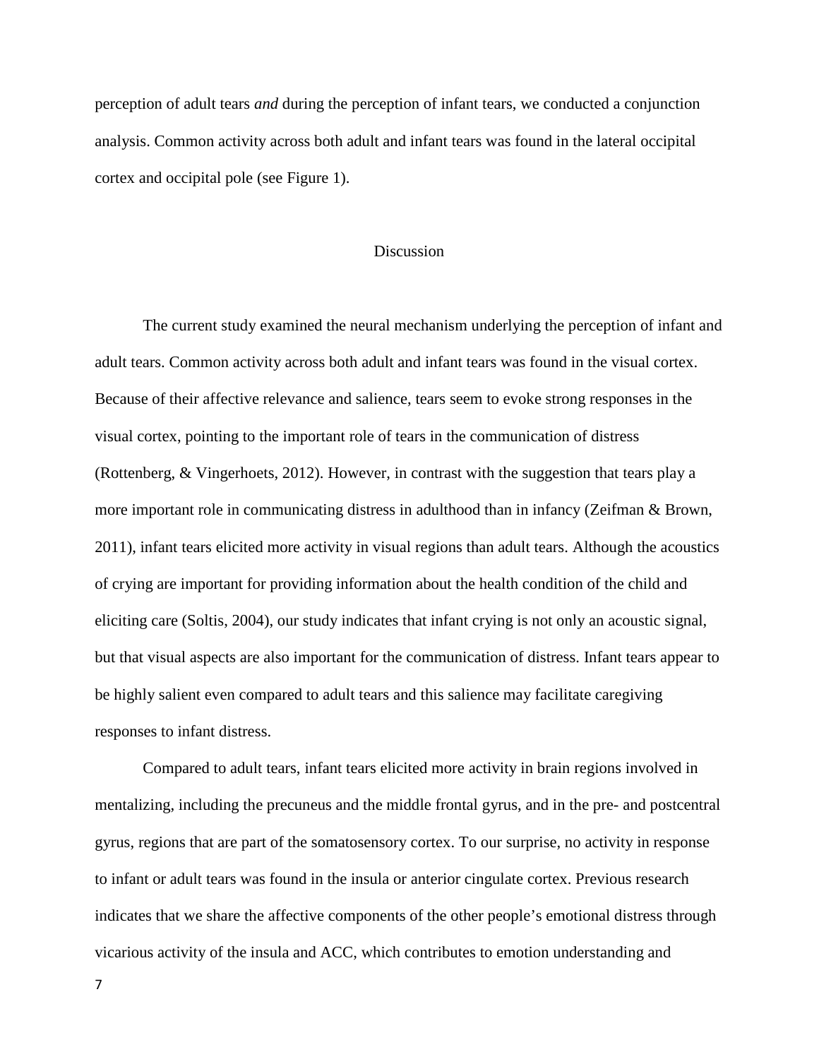perception of adult tears *and* during the perception of infant tears, we conducted a conjunction analysis. Common activity across both adult and infant tears was found in the lateral occipital cortex and occipital pole (see Figure 1).

## Discussion

The current study examined the neural mechanism underlying the perception of infant and adult tears. Common activity across both adult and infant tears was found in the visual cortex. Because of their affective relevance and salience, tears seem to evoke strong responses in the visual cortex, pointing to the important role of tears in the communication of distress (Rottenberg, & Vingerhoets, 2012). However, in contrast with the suggestion that tears play a more important role in communicating distress in adulthood than in infancy (Zeifman & Brown, 2011), infant tears elicited more activity in visual regions than adult tears. Although the acoustics of crying are important for providing information about the health condition of the child and eliciting care (Soltis, 2004), our study indicates that infant crying is not only an acoustic signal, but that visual aspects are also important for the communication of distress. Infant tears appear to be highly salient even compared to adult tears and this salience may facilitate caregiving responses to infant distress.

Compared to adult tears, infant tears elicited more activity in brain regions involved in mentalizing, including the precuneus and the middle frontal gyrus, and in the pre- and postcentral gyrus, regions that are part of the somatosensory cortex. To our surprise, no activity in response to infant or adult tears was found in the insula or anterior cingulate cortex. Previous research indicates that we share the affective components of the other people's emotional distress through vicarious activity of the insula and ACC, which contributes to emotion understanding and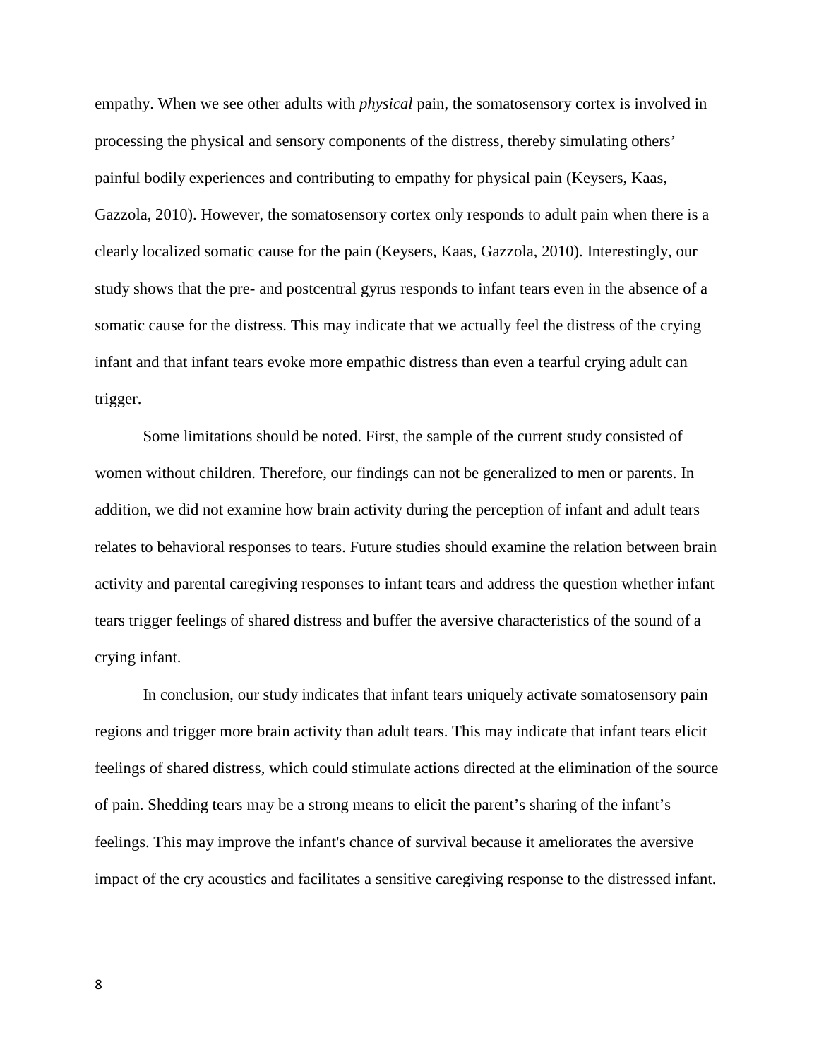empathy. When we see other adults with *physical* pain, the somatosensory cortex is involved in processing the physical and sensory components of the distress, thereby simulating others' painful bodily experiences and contributing to empathy for physical pain (Keysers, Kaas, Gazzola, 2010). However, the somatosensory cortex only responds to adult pain when there is a clearly localized somatic cause for the pain (Keysers, Kaas, Gazzola, 2010). Interestingly, our study shows that the pre- and postcentral gyrus responds to infant tears even in the absence of a somatic cause for the distress. This may indicate that we actually feel the distress of the crying infant and that infant tears evoke more empathic distress than even a tearful crying adult can trigger.

Some limitations should be noted. First, the sample of the current study consisted of women without children. Therefore, our findings can not be generalized to men or parents. In addition, we did not examine how brain activity during the perception of infant and adult tears relates to behavioral responses to tears. Future studies should examine the relation between brain activity and parental caregiving responses to infant tears and address the question whether infant tears trigger feelings of shared distress and buffer the aversive characteristics of the sound of a crying infant.

In conclusion, our study indicates that infant tears uniquely activate somatosensory pain regions and trigger more brain activity than adult tears. This may indicate that infant tears elicit feelings of shared distress, which could stimulate actions directed at the elimination of the source of pain. Shedding tears may be a strong means to elicit the parent's sharing of the infant's feelings. This may improve the infant's chance of survival because it ameliorates the aversive impact of the cry acoustics and facilitates a sensitive caregiving response to the distressed infant.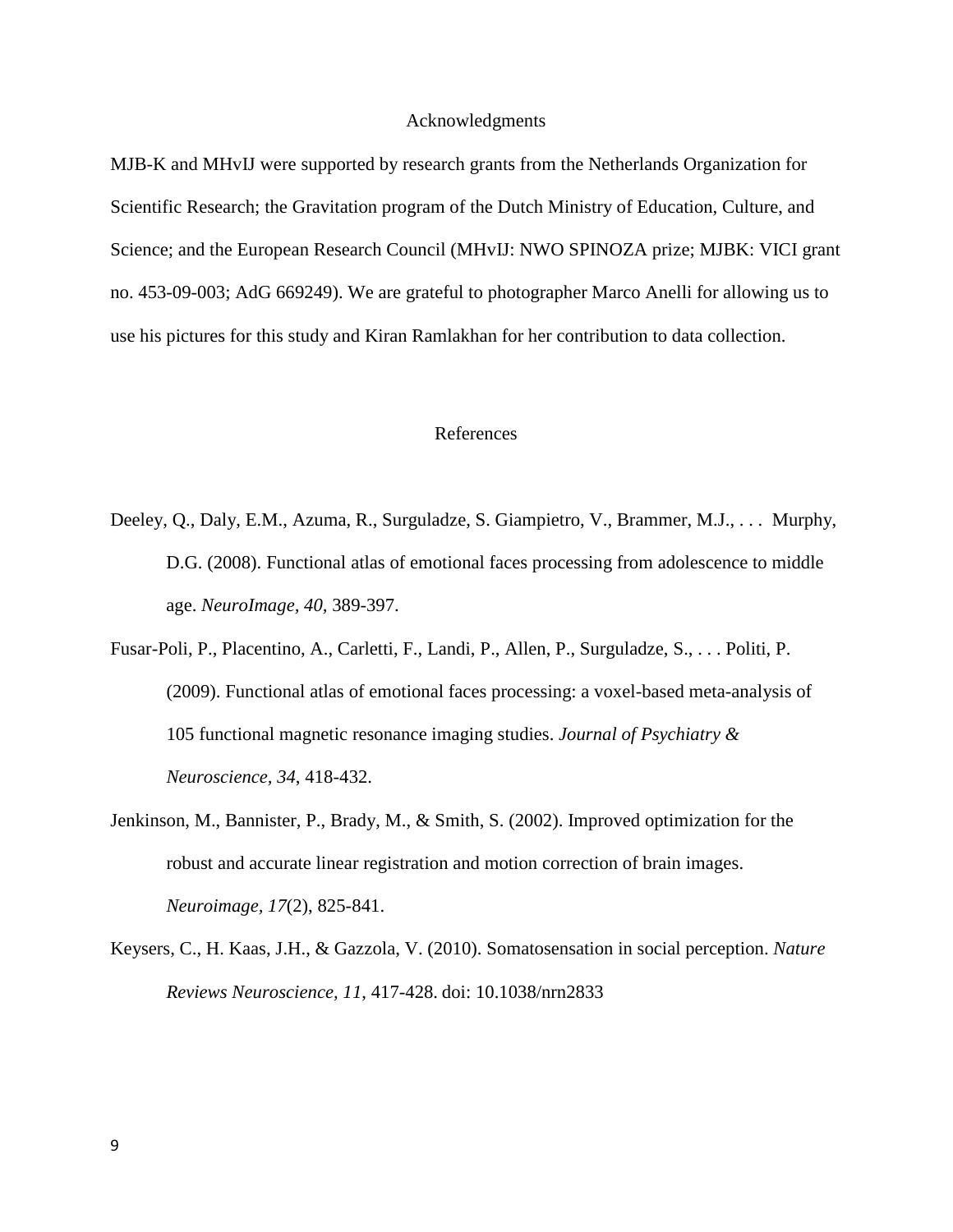## Acknowledgments

MJB-K and MHvIJ were supported by research grants from the Netherlands Organization for Scientific Research; the Gravitation program of the Dutch Ministry of Education, Culture, and Science; and the European Research Council (MHvIJ: NWO SPINOZA prize; MJBK: VICI grant no. 453-09-003; AdG 669249). We are grateful to photographer Marco Anelli for allowing us to use his pictures for this study and Kiran Ramlakhan for her contribution to data collection.

## References

Deeley, Q., Daly, E.M., Azuma, R., Surguladze, S. Giampietro, V., Brammer, M.J., . . . Murphy, D.G. (2008). Functional atlas of emotional faces processing from adolescence to middle age. *NeuroImage, 40*, 389-397.

Fusar-Poli, P., Placentino, A., Carletti, F., Landi, P., Allen, P., Surguladze, S., . . . Politi, P. (2009). Functional atlas of emotional faces processing: a voxel-based meta-analysis of 105 functional magnetic resonance imaging studies. *Journal of Psychiatry & Neuroscience, 34*, 418-432.

Jenkinson, M., Bannister, P., Brady, M., & Smith, S. (2002). Improved optimization for the robust and accurate linear registration and motion correction of brain images. *Neuroimage, 17*(2), 825-841.

Keysers, C., H. Kaas, J.H., & Gazzola, V. (2010). Somatosensation in social perception. *Nature Reviews Neuroscience, 11*, 417-428. doi: 10.1038/nrn2833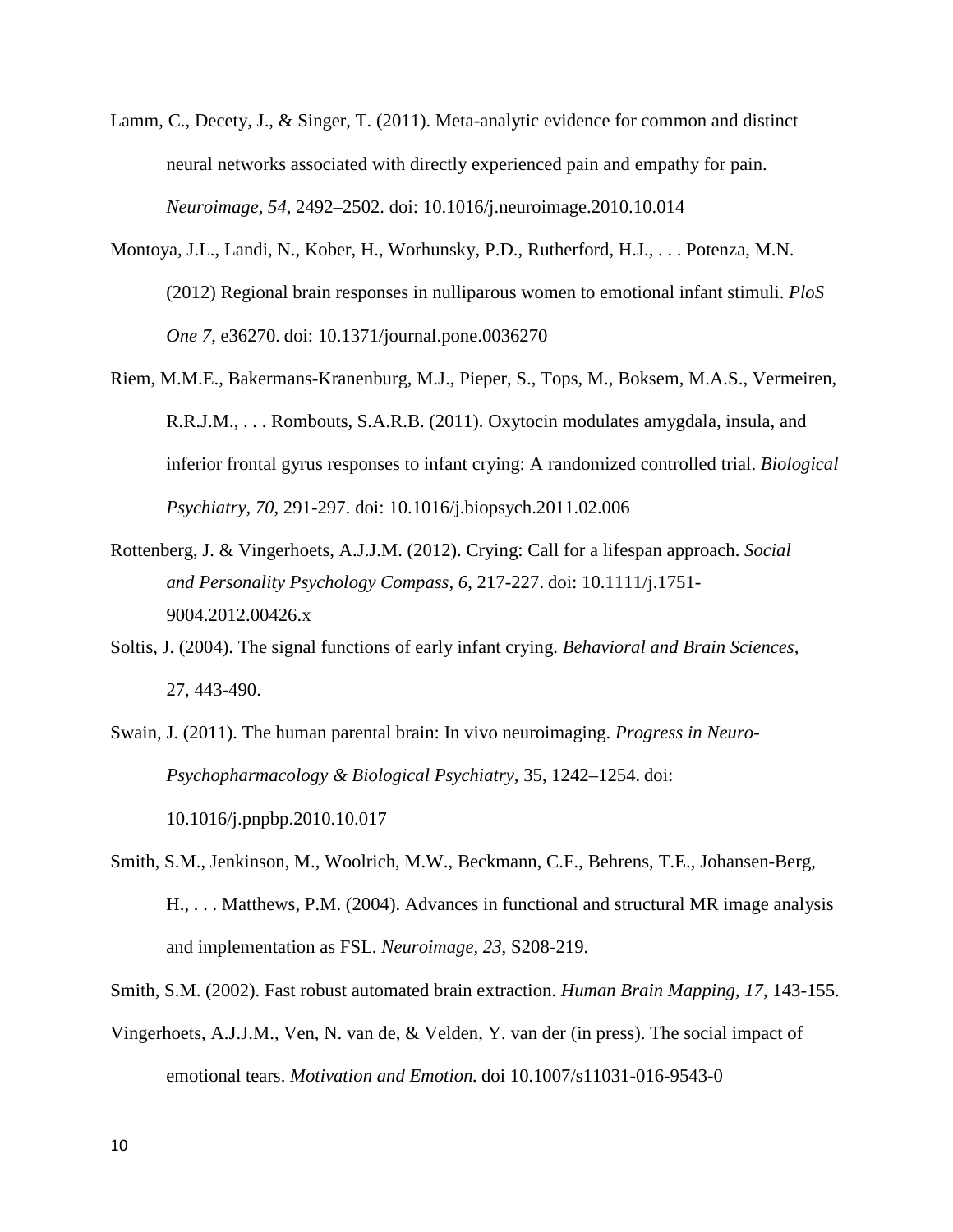Lamm, C., Decety, J., & Singer, T. (2011). Meta-analytic evidence for common and distinct neural networks associated with directly experienced pain and empathy for pain. *Neuroimage, 54*, 2492–2502. doi: 10.1016/j.neuroimage.2010.10.014

Montoya, J.L., Landi, N., Kober, H., Worhunsky, P.D., Rutherford, H.J., . . . Potenza, M.N. (2012) Regional brain responses in nulliparous women to emotional infant stimuli. *PloS One 7*, e36270. doi: 10.1371/journal.pone.0036270

Riem, M.M.E., Bakermans-Kranenburg, M.J., Pieper, S., Tops, M., Boksem, M.A.S., Vermeiren, R.R.J.M., . . . Rombouts, S.A.R.B. (2011). Oxytocin modulates amygdala, insula, and inferior frontal gyrus responses to infant crying: A randomized controlled trial. *Biological Psychiatry, 70*, 291-297. doi: 10.1016/j.biopsych.2011.02.006

Rottenberg, J. & Vingerhoets, A.J.J.M. (2012). Crying: Call for a lifespan approach. *Social and Personality Psychology Compass, 6*, 217-227. doi: 10.1111/j.1751-9004.2012.00426.x

Soltis, J. (2004). The signal functions of early infant crying. *Behavioral and Brain Sciences*, 27, 443-490.

Swain, J. (2011). The human parental brain: In vivo neuroimaging. *Progress in Neuro-Psychopharmacology & Biological Psychiatry*, 35, 1242–1254. doi: 10.1016/j.pnpbp.2010.10.017

Smith, S.M., Jenkinson, M., Woolrich, M.W., Beckmann, C.F., Behrens, T.E., Johansen-Berg, H., . . . Matthews, P.M. (2004). Advances in functional and structural MR image analysis and implementation as FSL. *Neuroimage, 23*, S208-219.

Smith, S.M. (2002). Fast robust automated brain extraction. *Human Brain Mapping, 17*, 143-155.

Vingerhoets, A.J.J.M., Ven, N. van de, & Velden, Y. van der (in press). The social impact of emotional tears. *Motivation and Emotion.* doi 10.1007/s11031-016-9543-0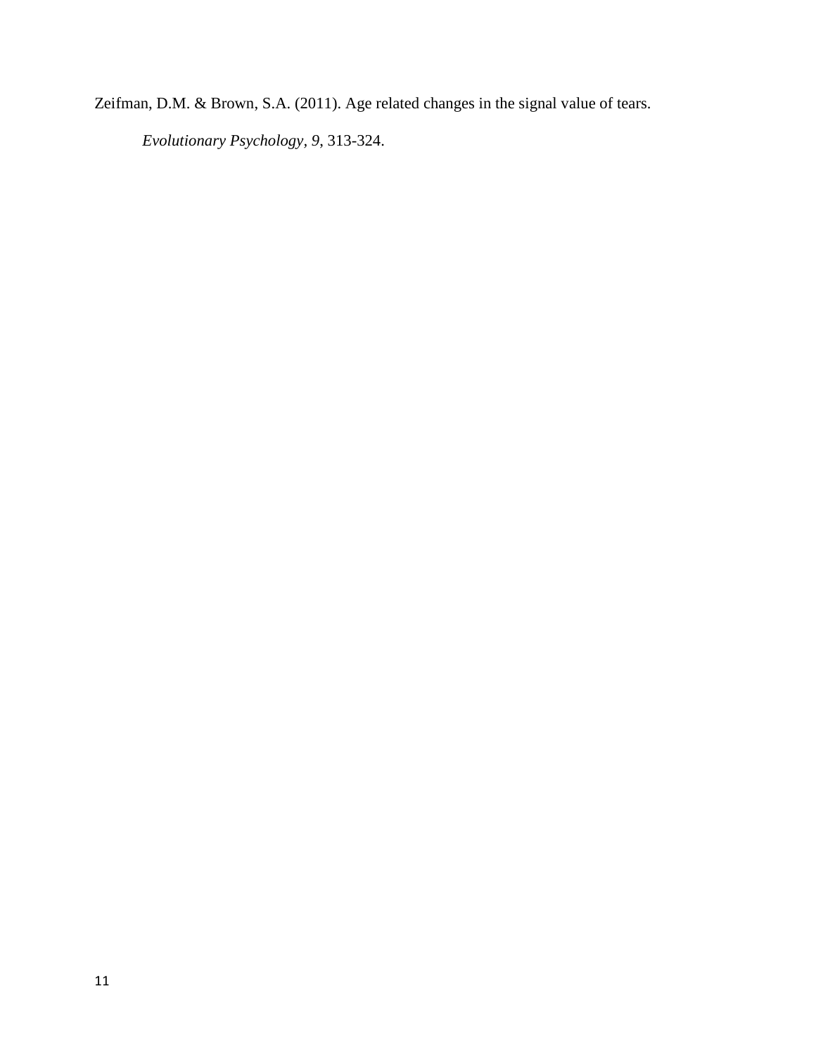Zeifman, D.M. & Brown, S.A. (2011). Age related changes in the signal value of tears. *Evolutionary Psychology*, *9*, 313-324.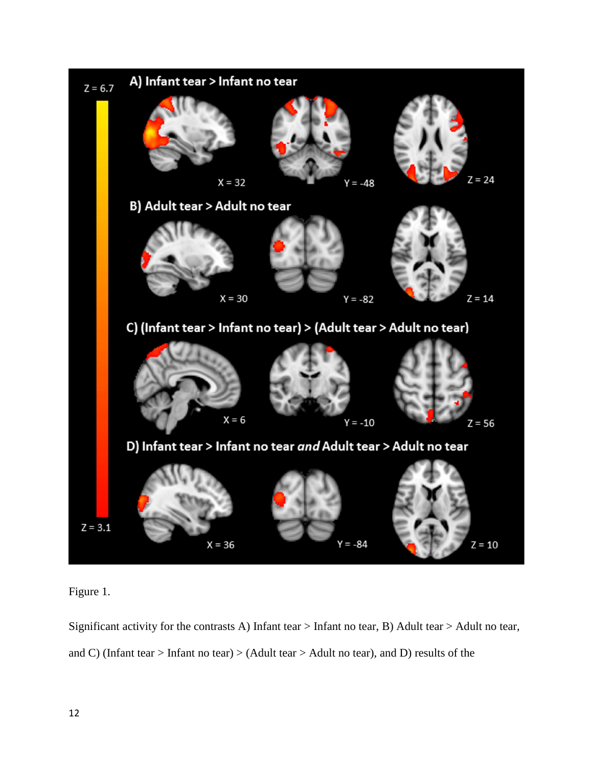Figure 1.

Significant activity for the contrasts A) Infant tear > Infant no tear, B) Adult tear > Adult no tear, and C) (Infant tear > Infant no tear) > (Adult tear > Adult no tear), and D) results of the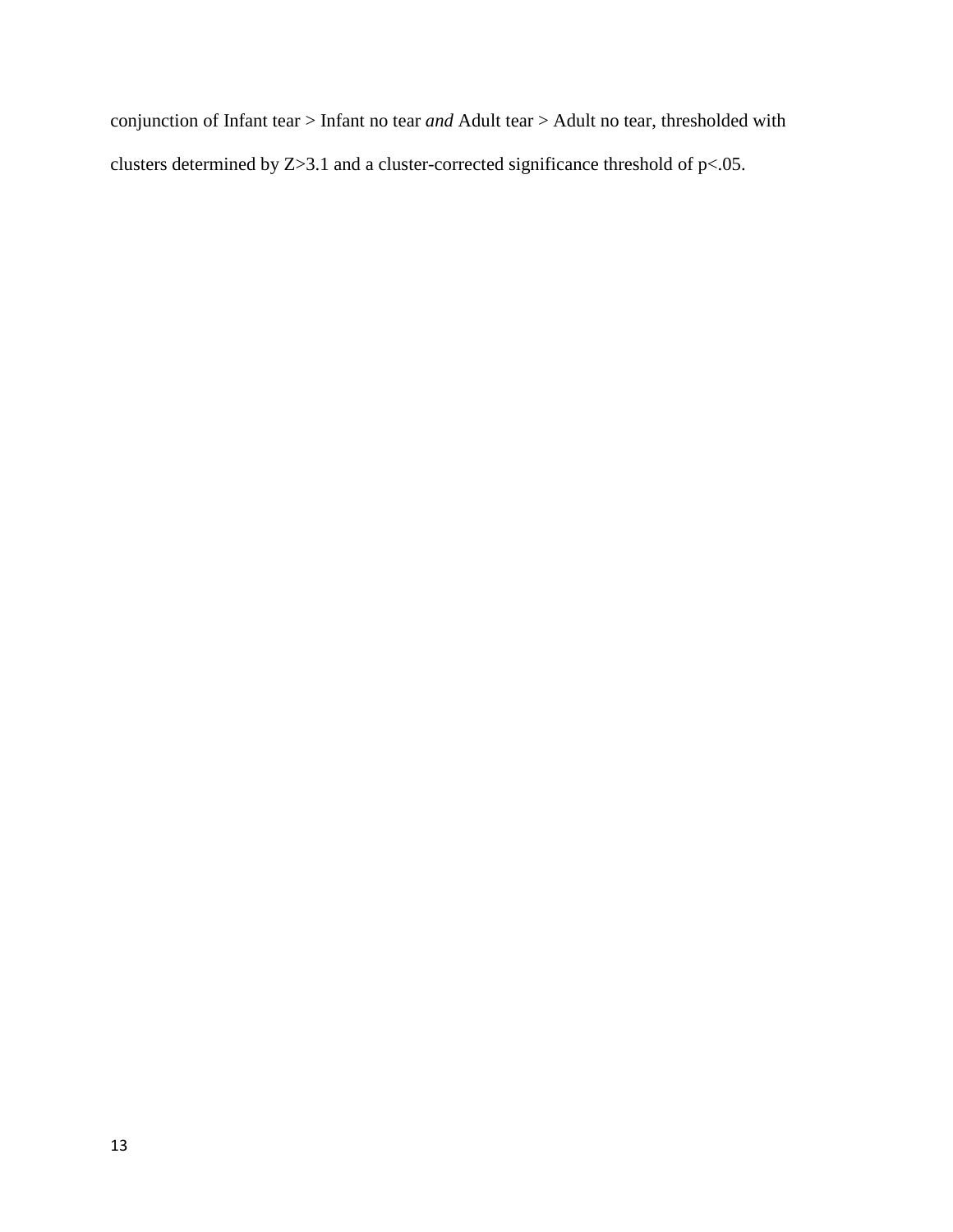conjunction of Infant tear > Infant no tear *and* Adult tear > Adult no tear, thresholded with clusters determined by $Z>3.1$ and a cluster-corrected significance threshold of $p<.05$.